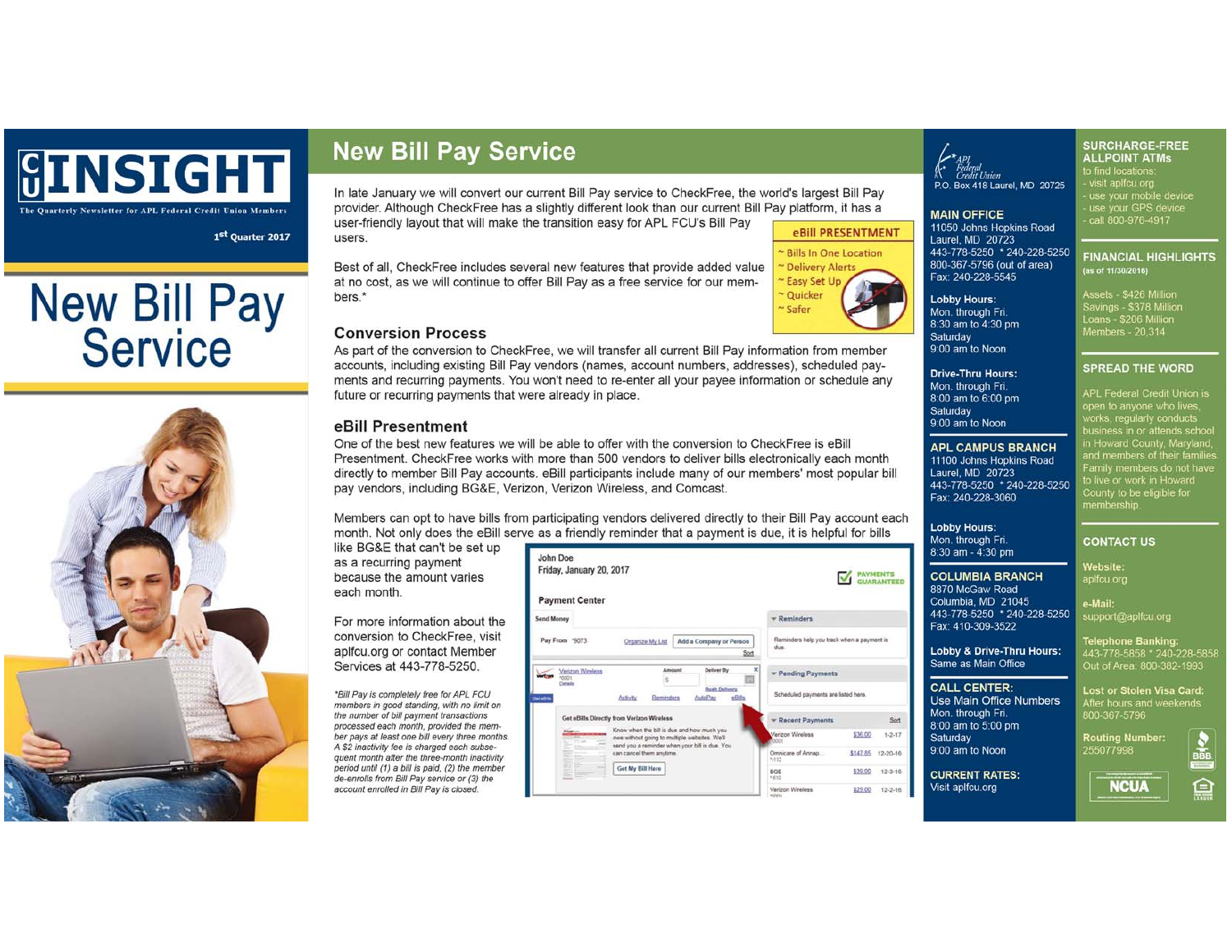# CU INSIGHT

The Quarterly Newsletter for APL Federal Credit Union Members

1st Quarter 2017

# New Bill Pay Service

## New Bill Pay Service

In late January we will convert our current Bill Pay service to CheckFree, the world's largest Bill Pay provider. Although CheckFree has a slightly different look than our current Bill Pay platform, it has a user-friendly layout that will make the transition easy for APL FCU's Bill Pay users.

Best of all, CheckFree includes several new features that provide added value at no cost, as we will continue to offer Bill Pay as a free service for our members.*

**eBill PRESENTMENT**

- ~ Bills In One Location
- ~ Delivery Alerts
- ~ Easy Set Up
- ~ Quicker
- ~ Safer

### Conversion Process

As part of the conversion to CheckFree, we will transfer all current Bill Pay information from member accounts, including existing Bill Pay vendors (names, account numbers, addresses), scheduled payments and recurring payments. You won't need to re-enter all your payee information or schedule any future or recurring payments that were already in place.

### eBill Presentment

One of the best new features we will be able to offer with the conversion to CheckFree is eBill Presentment. CheckFree works with more than 500 vendors to deliver bills electronically each month directly to member Bill Pay accounts. eBill participants include many of our members' most popular bill pay vendors, including BG&E, Verizon, Verizon Wireless, and Comcast.

Members can opt to have bills from participating vendors delivered directly to their Bill Pay account each month. Not only does the eBill serve as a friendly reminder that a payment is due, it is helpful for bills like BG&E that can't be set up as a recurring payment because the amount varies each month.

For more information about the conversion to CheckFree, visit aplfcu.org or contact Member Services at 443-778-5250.

*\*Bill Pay is completely free for APL FCU members in good standing, with no limit on the number of bill payment transactions processed each month, provided the member pays at least one bill every three months. A $2 inactivity fee is charged each subsequent month after the three-month inactivity period until (1) a bill is paid, (2) the member de-enrolls from Bill Pay service or (3) the account enrolled in Bill Pay is closed.*

---

APL Federal Credit Union
P.O. Box 418 Laurel, MD 20725

**MAIN OFFICE**
11050 Johns Hopkins Road
Laurel, MD 20723
443-778-5250 * 240-228-5250
800-367-5796 (out of area)
Fax: 240-228-5545

**Lobby Hours:**
Mon. through Fri.
8:30 am to 4:30 pm
Saturday
9:00 am to Noon

**Drive-Thru Hours:**
Mon. through Fri.
8:00 am to 6:00 pm
Saturday
9:00 am to Noon

**APL CAMPUS BRANCH**
11100 Johns Hopkins Road
Laurel, MD 20723
443-778-5250 * 240-228-5250
Fax: 240-228-3060

**Lobby Hours:**
Mon. through Fri.
8:30 am - 4:30 pm

**COLUMBIA BRANCH**
8870 McGaw Road
Columbia, MD 21045
443-778-5250 * 240-228-5250
Fax: 410-309-3522

**Lobby & Drive-Thru Hours:**
Same as Main Office

**CALL CENTER:**
Use Main Office Numbers
Mon. through Fri.
8:00 am to 5:00 pm
Saturday
9:00 am to Noon

**CURRENT RATES:**
Visit aplfcu.org

---

**SURCHARGE-FREE ALLPOINT ATMs**
to find locations:
- visit aplfcu.org
- use your mobile device
- use your GPS device
- call 800-976-4917

**FINANCIAL HIGHLIGHTS**
(as of 11/30/2016)

Assets - $426 Million
Savings - $378 Million
Loans - $206 Million
Members - 20,314

**SPREAD THE WORD**

APL Federal Credit Union is open to anyone who lives, works, regularly conducts business in or attends school in Howard County, Maryland, and members of their families. Family members do not have to live or work in Howard County to be eligible for membership.

**CONTACT US**

**Website:**
aplfcu.org

**e-Mail:**
support@aplfcu.org

**Telephone Banking:**
443-778-5858 * 240-228-5858
Out of Area: 800-382-1993

**Lost or Stolen Visa Card:**
After hours and weekends
800-367-5796

**Routing Number:**
255077998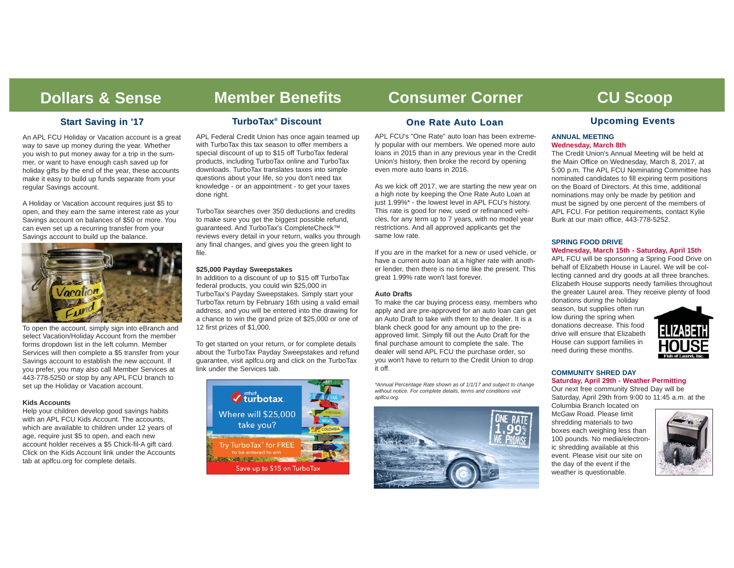# Dollars & Sense

## Start Saving in '17

An APL FCU Holiday or Vacation account is a great way to save up money during the year. Whether you wish to put money away for a trip in the summer, or want to have enough cash saved up for holiday gifts by the end of the year, these accounts make it easy to build up funds separate from your regular Savings account.

A Holiday or Vacation account requires just $5 to open, and they earn the same interest rate as your Savings account on balances of $50 or more. You can even set up a recurring transfer from your Savings account to build up the balance.

To open the account, simply sign into eBranch and select Vacation/Holiday Account from the member forms dropdown list in the left column. Member Services will then complete a $5 transfer from your Savings account to establish the new account. If you prefer, you may also call Member Services at 443-778-5250 or stop by any APL FCU branch to set up the Holiday or Vacation account.

**Kids Accounts**

Help your children develop good savings habits with an APL FCU Kids Account. The accounts, which are available to children under 12 years of age, require just $5 to open, and each new account holder receives a $5 Chick-fil-A gift card. Click on the Kids Account link under the Accounts tab at aplfcu.org for complete details.

# Member Benefits

## TurboTax® Discount

APL Federal Credit Union has once again teamed up with TurboTax this tax season to offer members a special discount of up to $15 off TurboTax federal products, including TurboTax online and TurboTax downloads. TurboTax translates taxes into simple questions about your life, so you don't need tax knowledge - or an appointment - to get your taxes done right.

TurboTax searches over 350 deductions and credits to make sure you get the biggest possible refund, guaranteed. And TurboTax's CompleteCheck™ reviews every detail in your return, walks you through any final changes, and gives you the green light to file.

**$25,000 Payday Sweepstakes**

In addition to a discount of up to $15 off TurboTax federal products, you could win $25,000 in TurboTax's Payday Sweepstakes. Simply start your TurboTax return by February 16th using a valid email address, and you will be entered into the drawing for a chance to win the grand prize of $25,000 or one of 12 first prizes of $1,000.

To get started on your return, or for complete details about the TurboTax Payday Sweepstakes and refund guarantee, visit aplfcu.org and click on the TurboTax link under the Services tab.

# Consumer Corner

## One Rate Auto Loan

APL FCU's "One Rate" auto loan has been extremely popular with our members. We opened more auto loans in 2015 than in any previous year in the Credit Union's history, then broke the record by opening even more auto loans in 2016.

As we kick off 2017, we are starting the new year on a high note by keeping the One Rate Auto Loan at just 1.99%* - the lowest level in APL FCU's history. This rate is good for new, used or refinanced vehicles, for any term up to 7 years, with no model year restrictions. And all approved applicants get the same low rate.

If you are in the market for a new or used vehicle, or have a current auto loan at a higher rate with another lender, then there is no time like the present. This great 1.99% rate won't last forever.

**Auto Drafts**

To make the car buying process easy, members who apply and are pre-approved for an auto loan can get an Auto Draft to take with them to the dealer. It is a blank check good for any amount up to the pre-approved limit. Simply fill out the Auto Draft for the final purchase amount to complete the sale. The dealer will send APL FCU the purchase order, so you won't have to return to the Credit Union to drop it off.

*\*Annual Percentage Rate shown as of 1/1/17 and subject to change without notice. For complete details, terms and conditions visit aplfcu.org.*

# CU Scoop

## Upcoming Events

**ANNUAL MEETING**
**Wednesday, March 8th**

The Credit Union's Annual Meeting will be held at the Main Office on Wednesday, March 8, 2017, at 5:00 p.m. The APL FCU Nominating Committee has nominated candidates to fill expiring term positions on the Board of Directors. At this time, additional nominations may only be made by petition and must be signed by one percent of the members of APL FCU. For petition requirements, contact Kylie Burk at our main office, 443-778-5252.

**SPRING FOOD DRIVE**
**Wednesday, March 15th - Saturday, April 15th**

APL FCU will be sponsoring a Spring Food Drive on behalf of Elizabeth House in Laurel. We will be collecting canned and dry goods at all three branches. Elizabeth House supports needy families throughout the greater Laurel area. They receive plenty of food donations during the holiday season, but supplies often run low during the spring when donations decrease. This food drive will ensure that Elizabeth House can support families in need during these months.

**COMMUNITY SHRED DAY**
**Saturday, April 29th - Weather Permitting**

Our next free community Shred Day will be Saturday, April 29th from 9:00 to 11:45 a.m. at the Columbia Branch located on McGaw Road. Please limit shredding materials to two boxes each weighing less than 100 pounds. No media/electronic shredding available at this event. Please visit our site on the day of the event if the weather is questionable.